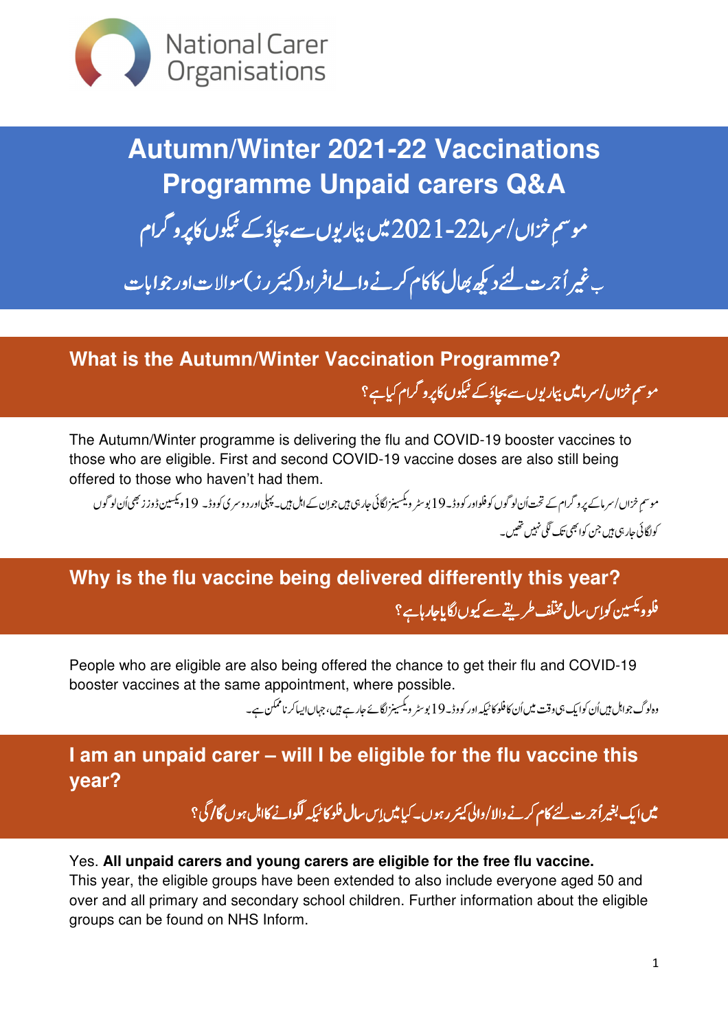National Carer Organisations

# Autumn/Winter 2021-22 Vaccinations Programme Unpaid carers Q&A

# موسمِ خزاں/سرما 22-2021 میں بیماریوں سے بچاؤ کے ٹیکوں کا پروگرام

# بے غیر اُجرت لئے دیکھ بھال کا کام کرنے والے افراد (کیئررز) سوالات اور جوابات

## What is the Autumn/Winter Vaccination Programme?

## موسمِ خزاں/سرما میں بیماریوں سے بچاؤ کے ٹیکوں کا پروگرام کیا ہے؟

The Autumn/Winter programme is delivering the flu and COVID-19 booster vaccines to those who are eligible. First and second COVID-19 vaccine doses are also still being offered to those who haven't had them.

موسمِ خزاں/سرما کے پروگرام کے تحت اُن لوگوں کو فلو اور کووڈ-19 بوسٹر ویکسینز لگائی جا رہی ہیں جو ان کے اہل ہیں۔ پہلی اور دوسری کووڈ-19 ویکسین ڈوزز بھی اُن لوگوں کو لگائی جا رہی ہیں جن کو ابھی تک لگی نہیں تھیں۔

## Why is the flu vaccine being delivered differently this year?

## فلو ویکسین کو اِس سال مختلف طریقے سے کیوں لگایا جا رہا ہے؟

People who are eligible are also being offered the chance to get their flu and COVID-19 booster vaccines at the same appointment, where possible.

وہ لوگ جو اہل ہیں اُن کو ایک ہی وقت میں اُن کا فلو کا ٹیکہ اور کووڈ-19 بوسٹر ویکسینز لگائے جا رہے ہیں، جہاں ایسا کرنا ممکن ہے۔

## I am an unpaid carer – will I be eligible for the flu vaccine this year?

## میں ایک بغیر اُجرت لئے کام کرنے والا/والی کیئرر ہوں۔ کیا میں اِس سال فلو کا ٹیکہ لگوانے کا اہل ہوں گا/گی؟

Yes. **All unpaid carers and young carers are eligible for the free flu vaccine.**
This year, the eligible groups have been extended to also include everyone aged 50 and over and all primary and secondary school children. Further information about the eligible groups can be found on NHS Inform.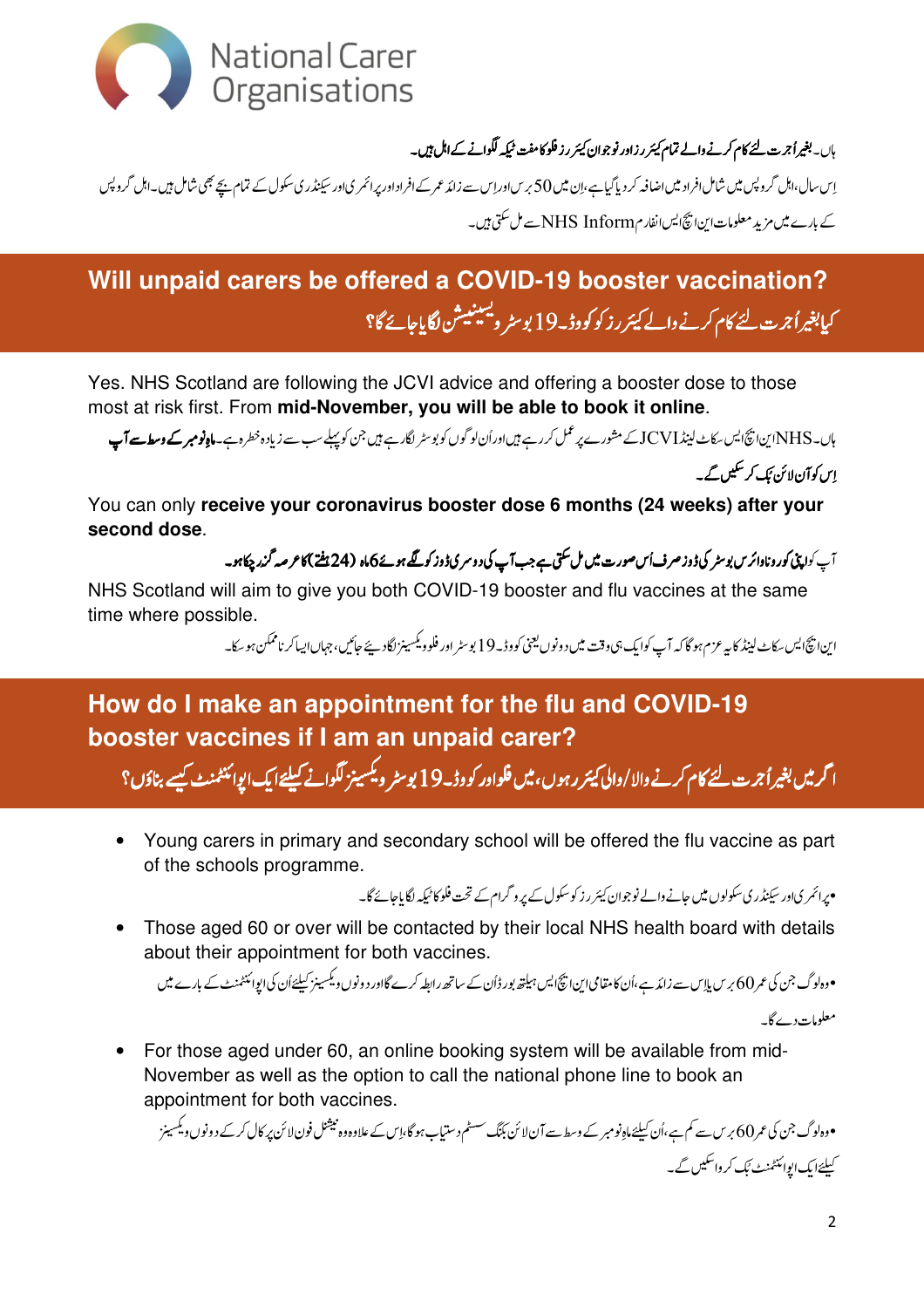National Carer Organisations

ہاں۔بغیر اُجرت لئے کام کرنے والے تمام کیئررز اور نوجوان کیئررز فلو کا مفت ٹیکہ لگوانے کے اہل ہیں۔

اِس سال،اہل گروپس میں شامل افراد میں اضافہ کر دیا گیا ہے،اِن میں 50 برس اور اِس سے زائد عمر کے افراد اور پرائمری اور سیکنڈری سکول کے تمام بچے بھی شامل ہیں۔اہل گروپس کے بارے میں مزید معلومات این ایچ ایس انفارم NHS Inform سے مل سکتی ہیں۔

## Will unpaid carers be offered a COVID-19 booster vaccination?

## کیا بغیر اُجرت لئے کام کرنے والے کیئررز کو کووڈ-19 بوسٹر ویکسینیشن لگایا جائے گا؟

Yes. NHS Scotland are following the JCVI advice and offering a booster dose to those most at risk first. From **mid-November, you will be able to book it online**.

ہاں۔NHS این ایچ ایس سکاٹ لینڈ JCVI کے مشورے پر عمل کر رہے ہیں اور اُن لوگوں کو بوسٹر لگا رہے ہیں جن کو پہلے سب سے زیادہ خطرہ ہے۔**ماہِ نومبر کے وسط سے آپ اِس کو آن لائن بُک کر سکیں گے**۔

You can only **receive your coronavirus booster dose 6 months (24 weeks) after your second dose**.

**آپ کو اپنی کورونا وائرس بوسٹر کی ڈوز صرف اُس صورت میں مل سکتی ہے جب آپ کی دوسری ڈوز کو لگے ہوئے 6 ماہ (24 ہفتے) کا عرصہ گزر چکا ہو۔**

NHS Scotland will aim to give you both COVID-19 booster and flu vaccines at the same time where possible.

این ایچ ایس سکاٹ لینڈ کا یہ عزم ہو گا کہ آپ کو ایک ہی وقت میں دونوں یعنی کووڈ-19 بوسٹر اور فلو ویکسینز لگا دیئے جائیں، جہاں ایسا کرنا ممکن ہو سکے۔

## How do I make an appointment for the flu and COVID-19 booster vaccines if I am an unpaid carer?

## اگر میں بغیر اُجرت لئے کام کرنے والا/والی کیئرر ہوں، میں فلو اور کووڈ-19 بوسٹر ویکسینز لگوانے کیلئے ایک اپوائنٹمنٹ کیسے بناؤں؟

- Young carers in primary and secondary school will be offered the flu vaccine as part of the schools programme.

• پرائمری اور سیکنڈری سکولوں میں جانے والے نوجوان کیئررز کو سکول کے پروگرام کے تحت فلو کا ٹیکہ لگایا جائے گا۔

- Those aged 60 or over will be contacted by their local NHS health board with details about their appointment for both vaccines.

• وہ لوگ جن کی عمر 60 برس یا اِس سے زائد ہے،اُن کا مقامی این ایچ ایس ہیلتھ بورڈ اُن کے ساتھ رابطہ کرے گا اور دونوں ویکسینز کیلئے اُن کی اپوائنٹمنٹ کے بارے میں معلومات دے گا۔

- For those aged under 60, an online booking system will be available from mid-November as well as the option to call the national phone line to book an appointment for both vaccines.

• وہ لوگ جن کی عمر 60 برس سے کم ہے،اُن کیلئے ماہِ نومبر کے وسط سے آن لائن بکنگ سسٹم دستیاب ہو گا،اِس کے علاوہ وہ نیشنل فون لائن پر کال کر کے دونوں ویکسینز کیلئے ایک اپوائنٹمنٹ بُک کروا سکیں گے۔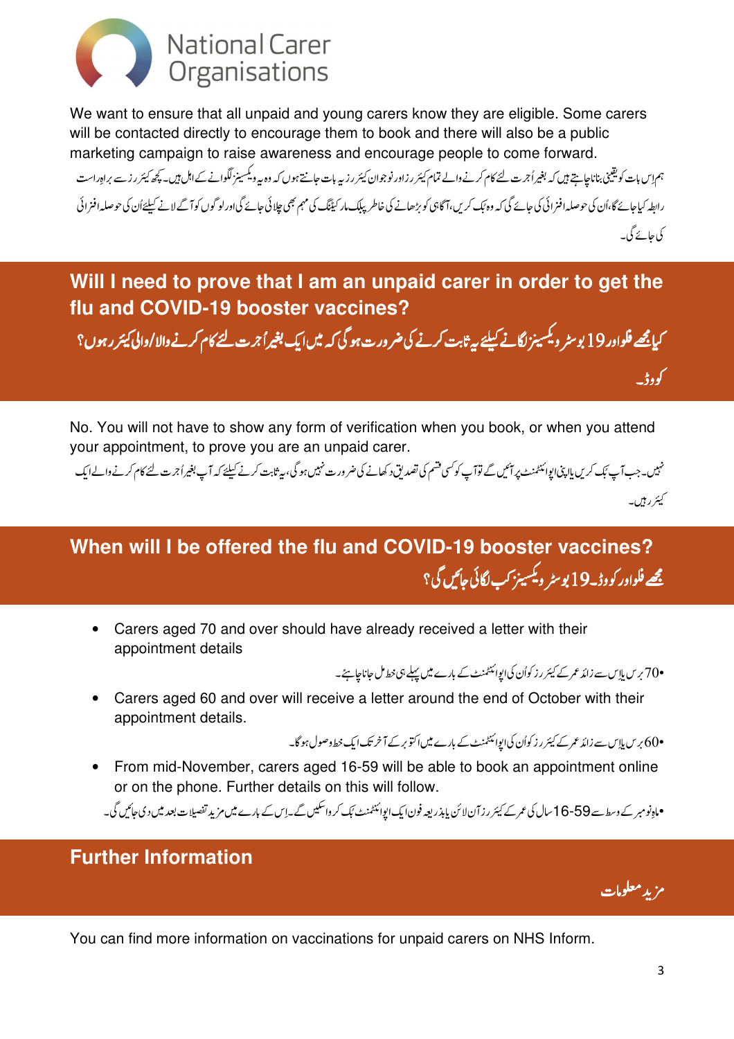National Carer Organisations

We want to ensure that all unpaid and young carers know they are eligible. Some carers will be contacted directly to encourage them to book and there will also be a public marketing campaign to raise awareness and encourage people to come forward.

ہم اِس بات کو یقینی بنانا چاہتے ہیں کہ بغیر اُجرت کے لئے کام کرنے والے تمام کیئررز اور نوجوان کیئررز یہ بات جانتے ہوں کہ وہ یہ ویکسینز لگوانے کے اہل ہیں۔ کچھ کیئررز سے براہِ راست رابطہ کیا جائے گا، اُن کی حوصلہ افزائی کی جائے گی کہ وہ بُک کریں، آگاہی کو بڑھانے کی خاطر پبلک مارکیٹنگ کی مہم بھی چلائی جائے گی اور لوگوں کو آگے لانے کیلئے اُن کی حوصلہ افزائی کی جائے گی۔

## Will I need to prove that I am an unpaid carer in order to get the flu and COVID-19 booster vaccines?

## کیا مجھے فلو اور کووڈ-19 بوسٹر ویکسینز لگانے کیلئے یہ ثابت کرنے کی ضرورت ہوگی کہ میں ایک بغیر اُجرت کے لئے کام کرنے والا/والی کیئرر ہوں؟

No. You will not have to show any form of verification when you book, or when you attend your appointment, to prove you are an unpaid carer.

نہیں۔ جب آپ بُک کریں یا اپنی اپوائنٹمنٹ پر آئیں گے تو آپ کو کسی قسم کی تصدیق دکھانے کی ضرورت نہیں ہوگی، یہ ثابت کرنے کیلئے کہ آپ بغیر اُجرت کے لئے کام کرنے والے ایک کیئررز ہیں۔

## When will I be offered the flu and COVID-19 booster vaccines?

## مجھے فلو اور کووڈ-19 بوسٹر ویکسینز کب لگائی جائیں گی؟

- Carers aged 70 and over should have already received a letter with their appointment details

•70 برس یا اِس سے زائد عمر کے کیئررز کو اُن کی اپوائنٹمنٹ کے بارے میں پہلے ہی خط مل جانا چاہئے۔

- Carers aged 60 and over will receive a letter around the end of October with their appointment details.

•60 برس یا اِس سے زائد عمر کے کیئررز کو اُن کی اپوائنٹمنٹ کے بارے میں اکتوبر کے آخر تک ایک خط وصول ہوگا۔

- From mid-November, carers aged 16-59 will be able to book an appointment online or on the phone. Further details on this will follow.

•ماہِ نومبر کے وسط سے 16-59 سال کی عمر کے کیئررز آن لائن یا بذریعہ فون ایک اپوائنٹمنٹ بُک کروا سکیں گے۔ اِس کے بارے میں مزید تفصیلات بعد میں دی جائیں گی۔

## Further Information

## مزید معلومات

You can find more information on vaccinations for unpaid carers on NHS Inform.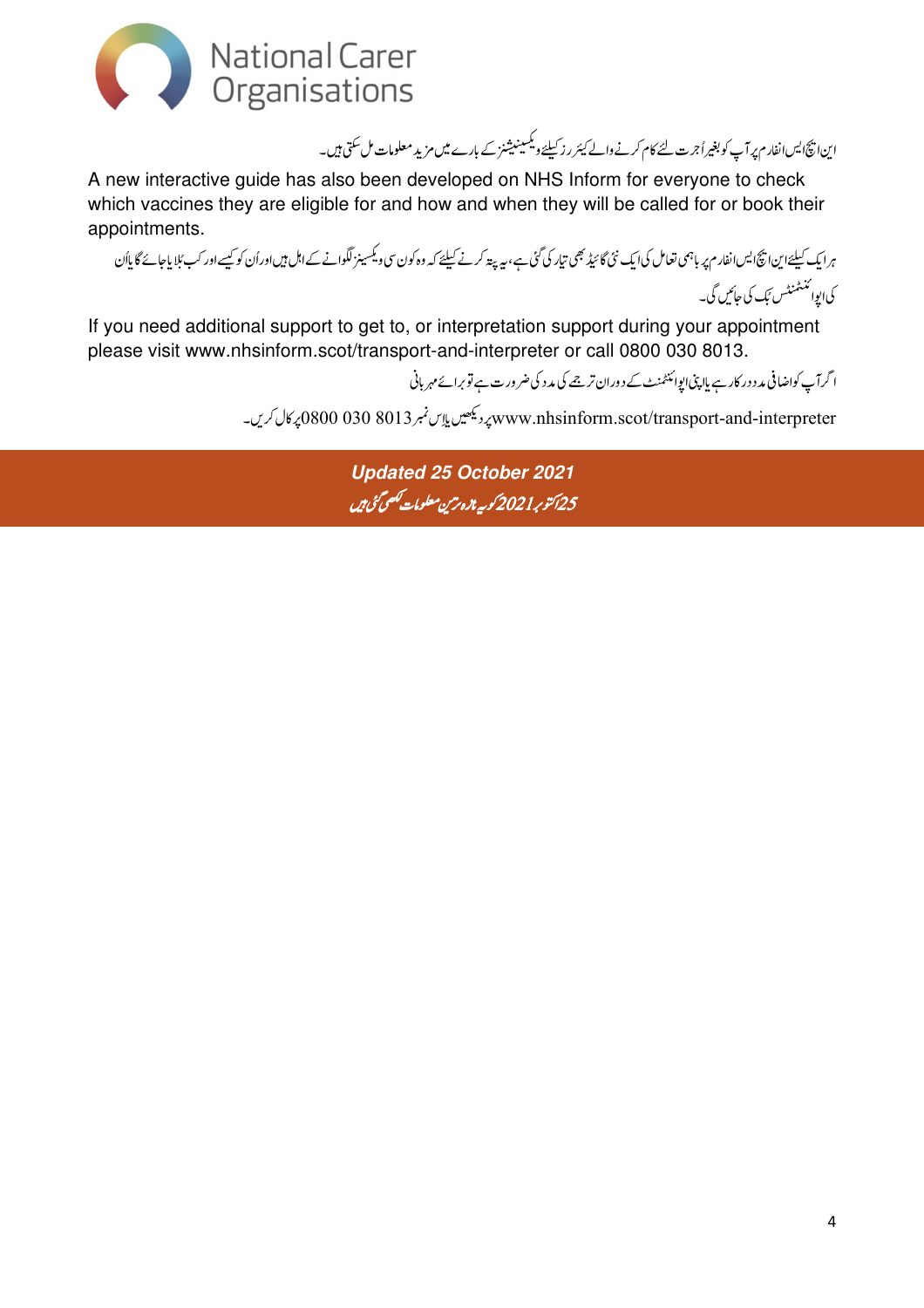National Carer Organisations

این ایچ ایس انفارم پر آپ کو بغیر اُجرت لئے کام کرنے والے کیئررز کیلئے ویکسینیشنز کے بارے میں مزید معلومات مل سکتی ہیں۔

A new interactive guide has also been developed on NHS Inform for everyone to check which vaccines they are eligible for and how and when they will be called for or book their appointments.

ہر ایک کیلئے این ایچ ایس انفارم پر باہمی تعامل کی ایک نئی گائیڈ بھی تیار کی گئی ہے، یہ پتہ کرنے کیلئے کہ وہ کون سی ویکسینز لگوانے کے اہل ہیں اور اُن کو کیسے اور کب بُلایا جائے گا یا اُن کی اپوائنٹمنٹس بُک کی جائیں گی۔

If you need additional support to get to, or interpretation support during your appointment please visit www.nhsinform.scot/transport-and-interpreter or call 0800 030 8013.

اگر آپ کو اضافی مدد درکار ہے یا اپنی اپوائنٹمنٹ کے دوران ترجمے کی مدد کی ضرورت ہے تو برائے مہربانی www.nhsinform.scot/transport-and-interpreter پر دیکھیں یا اس نمبر 0800 030 8013 پر کال کریں۔

***Updated 25 October 2021***

***25 اکتوبر 2021 کو یہ تازہ ترین معلومات لکھی گئی ہیں***